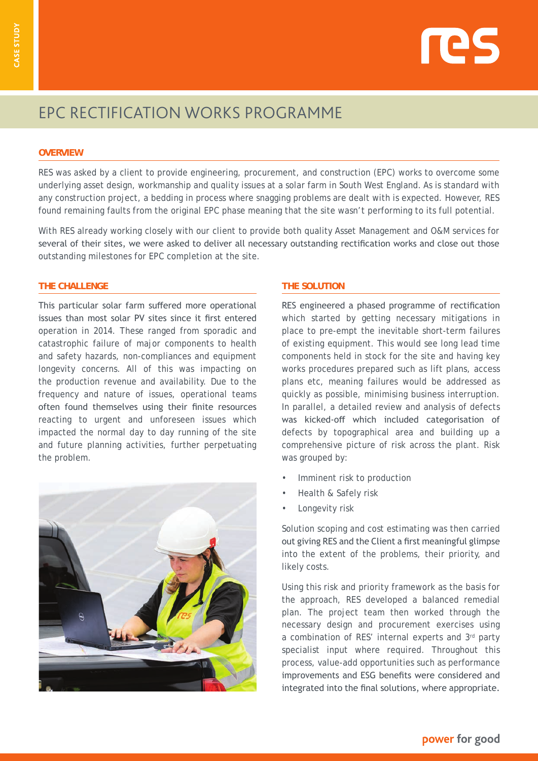# EPC RECTIFICATION WORKS PROGRAMME

## OVERVIEW

RES was asked by a client to provide engineering, procurement, and construction (EPC) works to overcome some underlying asset design, workmanship and quality issues at a solar farm in South West England. As is standard with any construction project, a bedding in process where snagging problems are dealt with is expected. However, RES found remaining faults from the original EPC phase meaning that the site wasn't performing to its full potential.

With RES already working closely with our client to provide both quality Asset Management and O&M services for several of their sites, we were asked to deliver all necessary outstanding rectification works and close out those outstanding milestones for EPC completion at the site.

## THE CHALLENGE

This particular solar farm suffered more operational issues than most solar PV sites since it first entered operation in 2014. These ranged from sporadic and catastrophic failure of major components to health and safety hazards, non-compliances and equipment longevity concerns. All of this was impacting on the production revenue and availability. Due to the frequency and nature of issues, operational teams often found themselves using their finite resources reacting to urgent and unforeseen issues which impacted the normal day to day running of the site and future planning activities, further perpetuating the problem.

## THE SOLUTION

RES engineered a phased programme of rectification which started by getting necessary mitigations in place to pre-empt the inevitable short-term failures of existing equipment. This would see long lead time components held in stock for the site and having key works procedures prepared such as lift plans, access plans etc, meaning failures would be addressed as quickly as possible, minimising business interruption. In parallel, a detailed review and analysis of defects was kicked-off which included categorisation of defects by topographical area and building up a comprehensive picture of risk across the plant. Risk was grouped by:

- Imminent risk to production
- Health & Safely risk
- Longevity risk

Solution scoping and cost estimating was then carried out giving RES and the Client a first meaningful glimpse into the extent of the problems, their priority, and likely costs.

Using this risk and priority framework as the basis for the approach, RES developed a balanced remedial plan. The project team then worked through the necessary design and procurement exercises using a combination of RES' internal experts and 3rd party specialist input where required. Throughout this process, value-add opportunities such as performance improvements and ESG benefits were considered and integrated into the final solutions, where appropriate.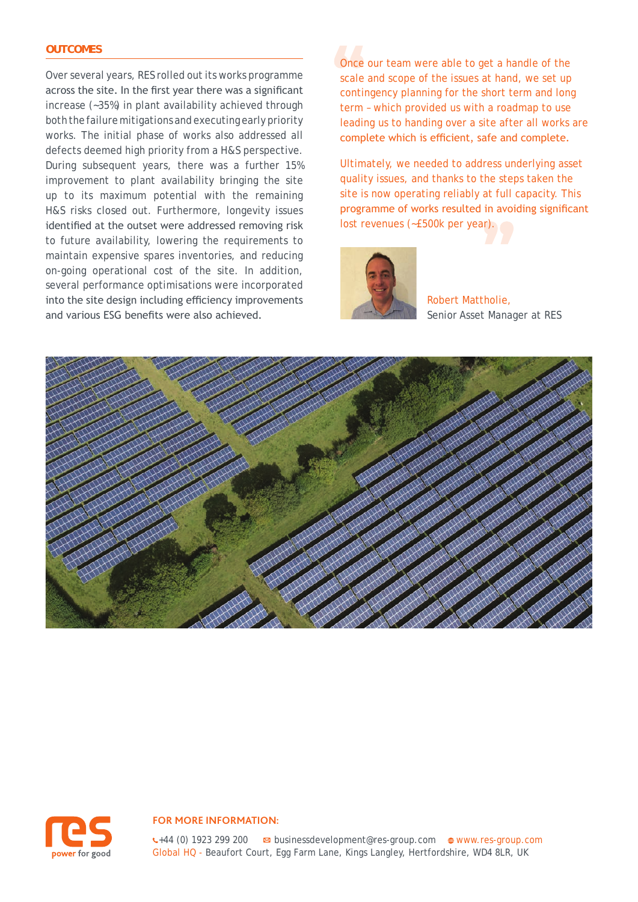## OUTCOMES

Over several years, RES rolled out its works programme across the site. In the first year there was a significant increase (~35%) in plant availability achieved through both the failure mitigations and executing early priority works. The initial phase of works also addressed all defects deemed high priority from a H&S perspective. During subsequent years, there was a further 15% improvement to plant availability bringing the site up to its maximum potential with the remaining H&S risks closed out. Furthermore, longevity issues identified at the outset were addressed removing risk to future availability, lowering the requirements to maintain expensive spares inventories, and reducing on-going operational cost of the site. In addition, several performance optimisations were incorporated into the site design including efficiency improvements and various ESG benefits were also achieved.

> Once our team were able to get a handle of the scale and scope of the issues at hand, we set up contingency planning for the short term and long term – which provided us with a roadmap to use leading us to handing over a site after all works are complete which is efficient, safe and complete.
>
> Ultimately, we needed to address underlying asset quality issues, and thanks to the steps taken the site is now operating reliably at full capacity. This programme of works resulted in avoiding significant lost revenues (~£500k per year).

Robert Mattholie,
Senior Asset Manager at RES

res power for good

**FOR MORE INFORMATION:**

+44 (0) 1923 299 200 businessdevelopment@res-group.com www.res-group.com
Global HQ - Beaufort Court, Egg Farm Lane, Kings Langley, Hertfordshire, WD4 8LR, UK